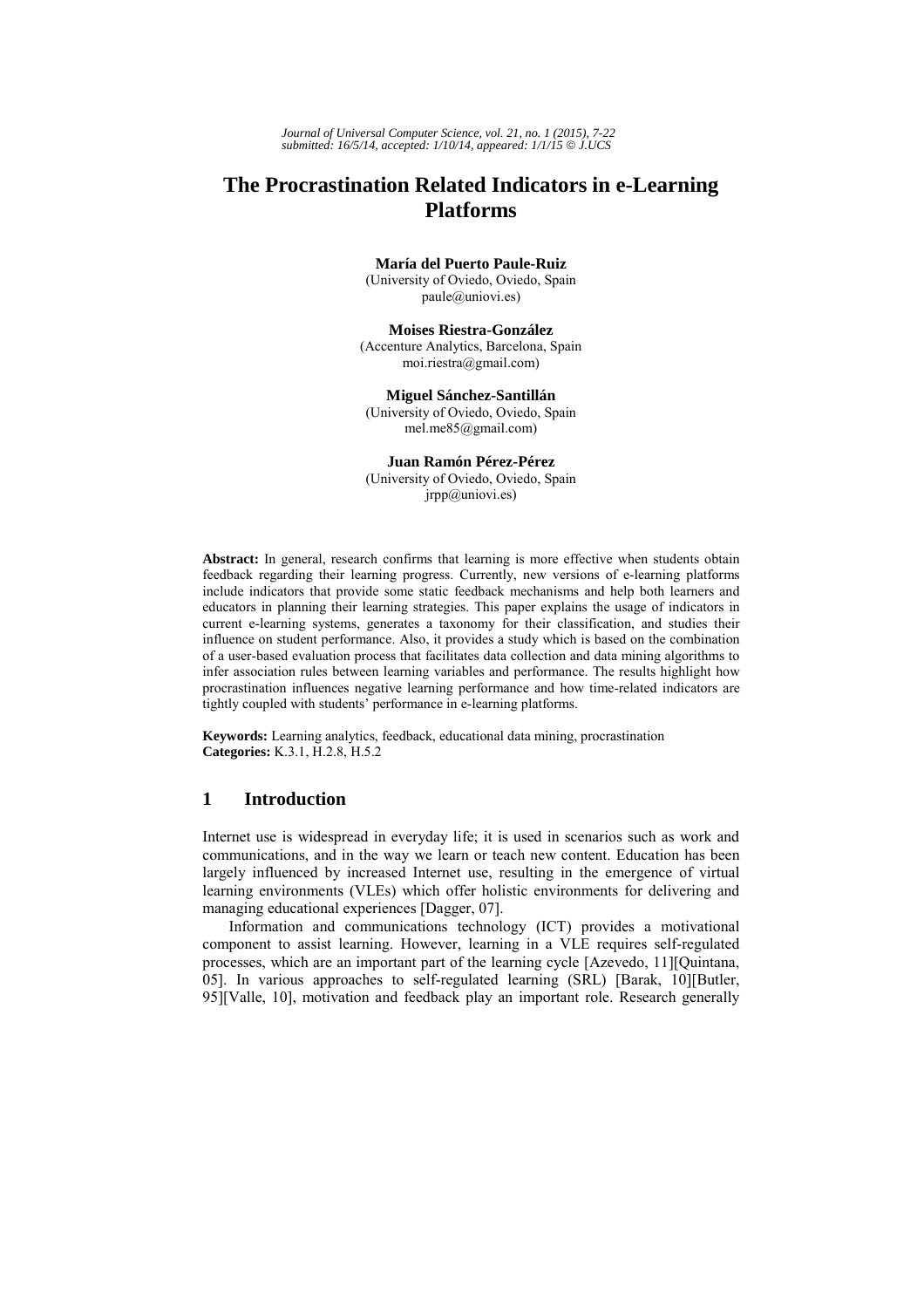# The Procrastination Related Indicators in e-Learning Platforms

**María del Puerto Paule-Ruiz**
(University of Oviedo, Oviedo, Spain
paule@uniovi.es)

**Moises Riestra-González**
(Accenture Analytics, Barcelona, Spain
moi.riestra@gmail.com)

**Miguel Sánchez-Santillán**
(University of Oviedo, Oviedo, Spain
mel.me85@gmail.com)

**Juan Ramón Pérez-Pérez**
(University of Oviedo, Oviedo, Spain
jrpp@uniovi.es)

**Abstract:** In general, research confirms that learning is more effective when students obtain feedback regarding their learning progress. Currently, new versions of e-learning platforms include indicators that provide some static feedback mechanisms and help both learners and educators in planning their learning strategies. This paper explains the usage of indicators in current e-learning systems, generates a taxonomy for their classification, and studies their influence on student performance. Also, it provides a study which is based on the combination of a user-based evaluation process that facilitates data collection and data mining algorithms to infer association rules between learning variables and performance. The results highlight how procrastination influences negative learning performance and how time-related indicators are tightly coupled with students' performance in e-learning platforms.

**Keywords:** Learning analytics, feedback, educational data mining, procrastination
**Categories:** K.3.1, H.2.8, H.5.2

## 1 Introduction

Internet use is widespread in everyday life; it is used in scenarios such as work and communications, and in the way we learn or teach new content. Education has been largely influenced by increased Internet use, resulting in the emergence of virtual learning environments (VLEs) which offer holistic environments for delivering and managing educational experiences [Dagger, 07].

Information and communications technology (ICT) provides a motivational component to assist learning. However, learning in a VLE requires self-regulated processes, which are an important part of the learning cycle [Azevedo, 11][Quintana, 05]. In various approaches to self-regulated learning (SRL) [Barak, 10][Butler, 95][Valle, 10], motivation and feedback play an important role. Research generally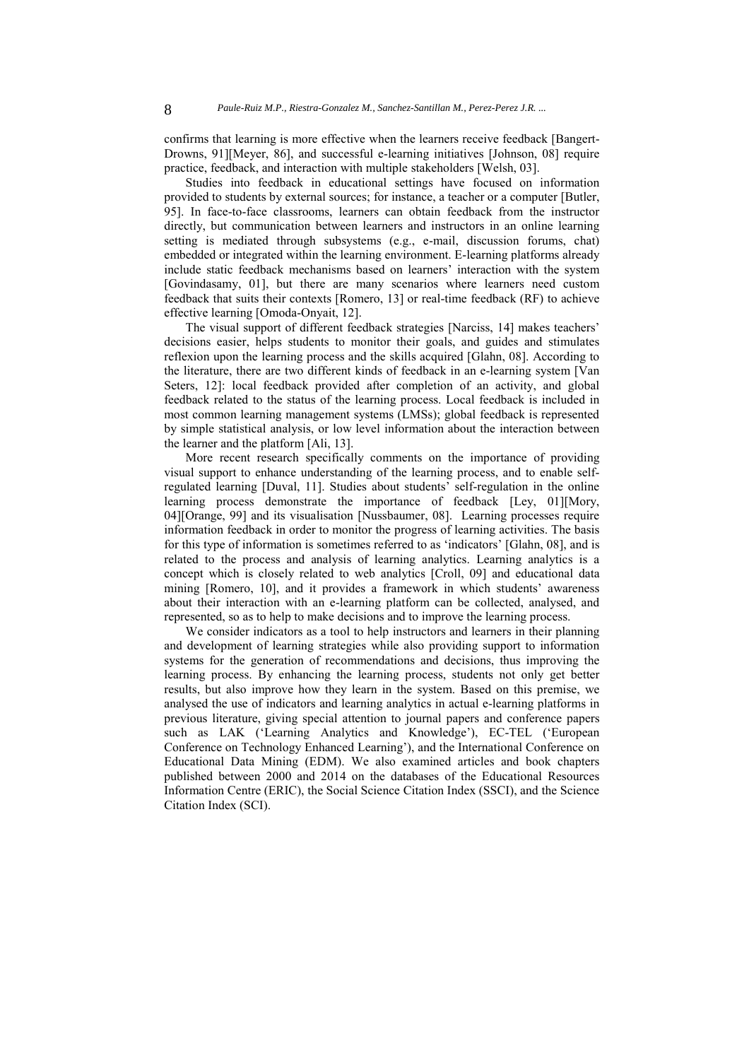confirms that learning is more effective when the learners receive feedback [Bangert-Drowns, 91][Meyer, 86], and successful e-learning initiatives [Johnson, 08] require practice, feedback, and interaction with multiple stakeholders [Welsh, 03].

Studies into feedback in educational settings have focused on information provided to students by external sources; for instance, a teacher or a computer [Butler, 95]. In face-to-face classrooms, learners can obtain feedback from the instructor directly, but communication between learners and instructors in an online learning setting is mediated through subsystems (e.g., e-mail, discussion forums, chat) embedded or integrated within the learning environment. E-learning platforms already include static feedback mechanisms based on learners' interaction with the system [Govindasamy, 01], but there are many scenarios where learners need custom feedback that suits their contexts [Romero, 13] or real-time feedback (RF) to achieve effective learning [Omoda-Onyait, 12].

The visual support of different feedback strategies [Narciss, 14] makes teachers' decisions easier, helps students to monitor their goals, and guides and stimulates reflexion upon the learning process and the skills acquired [Glahn, 08]. According to the literature, there are two different kinds of feedback in an e-learning system [Van Seters, 12]: local feedback provided after completion of an activity, and global feedback related to the status of the learning process. Local feedback is included in most common learning management systems (LMSs); global feedback is represented by simple statistical analysis, or low level information about the interaction between the learner and the platform [Ali, 13].

More recent research specifically comments on the importance of providing visual support to enhance understanding of the learning process, and to enable self-regulated learning [Duval, 11]. Studies about students' self-regulation in the online learning process demonstrate the importance of feedback [Ley, 01][Mory, 04][Orange, 99] and its visualisation [Nussbaumer, 08]. Learning processes require information feedback in order to monitor the progress of learning activities. The basis for this type of information is sometimes referred to as 'indicators' [Glahn, 08], and is related to the process and analysis of learning analytics. Learning analytics is a concept which is closely related to web analytics [Croll, 09] and educational data mining [Romero, 10], and it provides a framework in which students' awareness about their interaction with an e-learning platform can be collected, analysed, and represented, so as to help to make decisions and to improve the learning process.

We consider indicators as a tool to help instructors and learners in their planning and development of learning strategies while also providing support to information systems for the generation of recommendations and decisions, thus improving the learning process. By enhancing the learning process, students not only get better results, but also improve how they learn in the system. Based on this premise, we analysed the use of indicators and learning analytics in actual e-learning platforms in previous literature, giving special attention to journal papers and conference papers such as LAK ('Learning Analytics and Knowledge'), EC-TEL ('European Conference on Technology Enhanced Learning'), and the International Conference on Educational Data Mining (EDM). We also examined articles and book chapters published between 2000 and 2014 on the databases of the Educational Resources Information Centre (ERIC), the Social Science Citation Index (SSCI), and the Science Citation Index (SCI).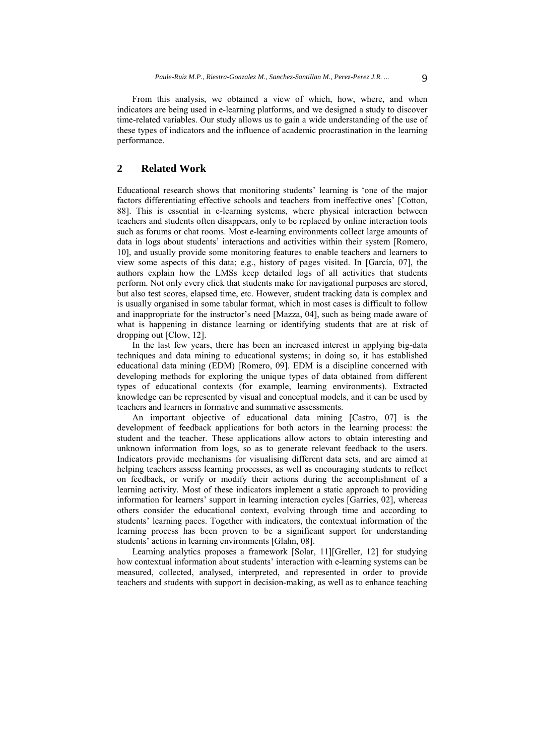From this analysis, we obtained a view of which, how, where, and when indicators are being used in e-learning platforms, and we designed a study to discover time-related variables. Our study allows us to gain a wide understanding of the use of these types of indicators and the influence of academic procrastination in the learning performance.

## 2 Related Work

Educational research shows that monitoring students' learning is 'one of the major factors differentiating effective schools and teachers from ineffective ones' [Cotton, 88]. This is essential in e-learning systems, where physical interaction between teachers and students often disappears, only to be replaced by online interaction tools such as forums or chat rooms. Most e-learning environments collect large amounts of data in logs about students' interactions and activities within their system [Romero, 10], and usually provide some monitoring features to enable teachers and learners to view some aspects of this data; e.g., history of pages visited. In [García, 07], the authors explain how the LMSs keep detailed logs of all activities that students perform. Not only every click that students make for navigational purposes are stored, but also test scores, elapsed time, etc. However, student tracking data is complex and is usually organised in some tabular format, which in most cases is difficult to follow and inappropriate for the instructor's need [Mazza, 04], such as being made aware of what is happening in distance learning or identifying students that are at risk of dropping out [Clow, 12].

In the last few years, there has been an increased interest in applying big-data techniques and data mining to educational systems; in doing so, it has established educational data mining (EDM) [Romero, 09]. EDM is a discipline concerned with developing methods for exploring the unique types of data obtained from different types of educational contexts (for example, learning environments). Extracted knowledge can be represented by visual and conceptual models, and it can be used by teachers and learners in formative and summative assessments.

An important objective of educational data mining [Castro, 07] is the development of feedback applications for both actors in the learning process: the student and the teacher. These applications allow actors to obtain interesting and unknown information from logs, so as to generate relevant feedback to the users. Indicators provide mechanisms for visualising different data sets, and are aimed at helping teachers assess learning processes, as well as encouraging students to reflect on feedback, or verify or modify their actions during the accomplishment of a learning activity. Most of these indicators implement a static approach to providing information for learners' support in learning interaction cycles [Garries, 02], whereas others consider the educational context, evolving through time and according to students' learning paces. Together with indicators, the contextual information of the learning process has been proven to be a significant support for understanding students' actions in learning environments [Glahn, 08].

Learning analytics proposes a framework [Solar, 11][Greller, 12] for studying how contextual information about students' interaction with e-learning systems can be measured, collected, analysed, interpreted, and represented in order to provide teachers and students with support in decision-making, as well as to enhance teaching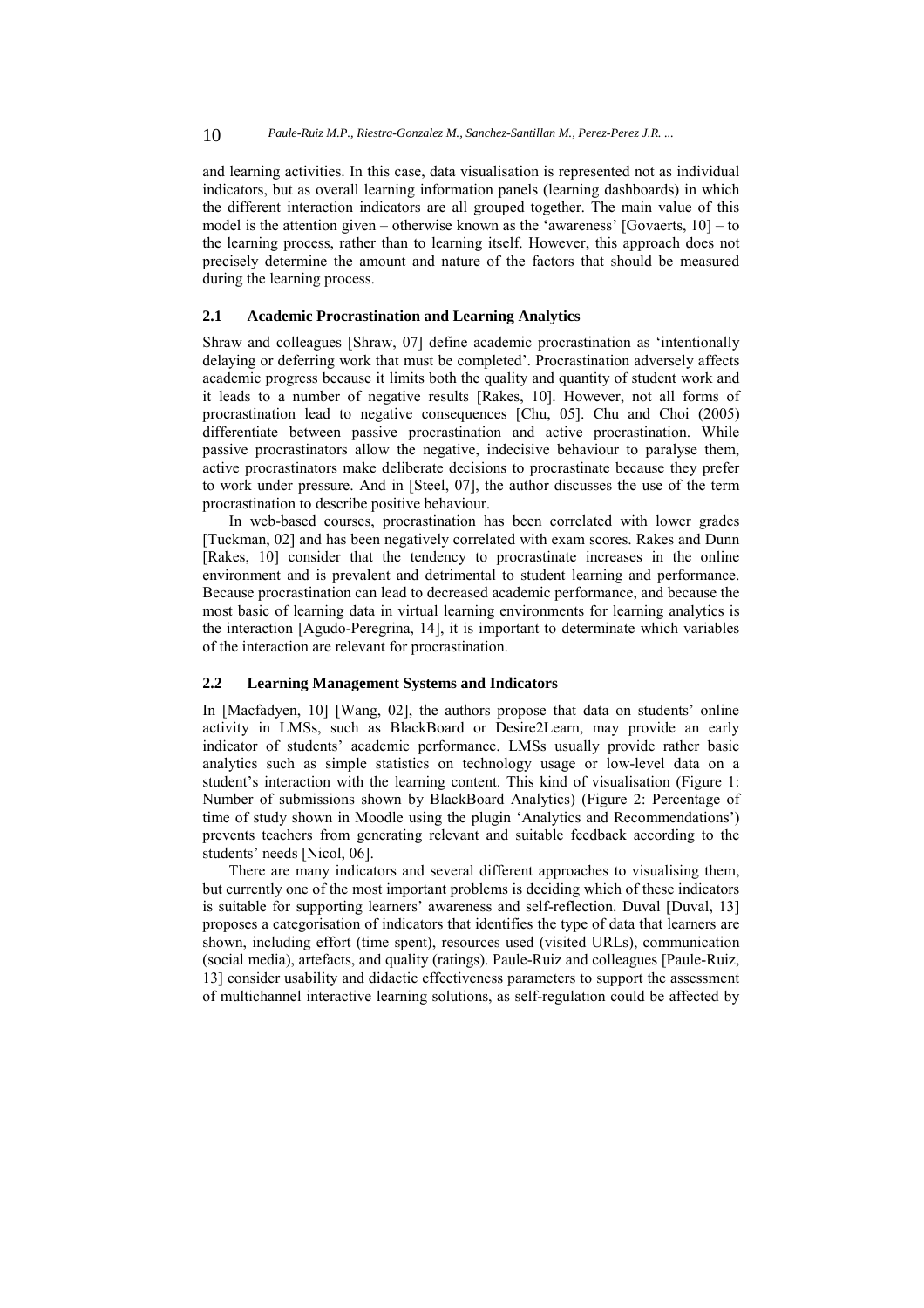and learning activities. In this case, data visualisation is represented not as individual indicators, but as overall learning information panels (learning dashboards) in which the different interaction indicators are all grouped together. The main value of this model is the attention given – otherwise known as the 'awareness' [Govaerts, 10] – to the learning process, rather than to learning itself. However, this approach does not precisely determine the amount and nature of the factors that should be measured during the learning process.

### 2.1 Academic Procrastination and Learning Analytics

Shraw and colleagues [Shraw, 07] define academic procrastination as 'intentionally delaying or deferring work that must be completed'. Procrastination adversely affects academic progress because it limits both the quality and quantity of student work and it leads to a number of negative results [Rakes, 10]. However, not all forms of procrastination lead to negative consequences [Chu, 05]. Chu and Choi (2005) differentiate between passive procrastination and active procrastination. While passive procrastinators allow the negative, indecisive behaviour to paralyse them, active procrastinators make deliberate decisions to procrastinate because they prefer to work under pressure. And in [Steel, 07], the author discusses the use of the term procrastination to describe positive behaviour.

In web-based courses, procrastination has been correlated with lower grades [Tuckman, 02] and has been negatively correlated with exam scores. Rakes and Dunn [Rakes, 10] consider that the tendency to procrastinate increases in the online environment and is prevalent and detrimental to student learning and performance. Because procrastination can lead to decreased academic performance, and because the most basic of learning data in virtual learning environments for learning analytics is the interaction [Agudo-Peregrina, 14], it is important to determine which variables of the interaction are relevant for procrastination.

### 2.2 Learning Management Systems and Indicators

In [Macfadyen, 10] [Wang, 02], the authors propose that data on students' online activity in LMSs, such as BlackBoard or Desire2Learn, may provide an early indicator of students' academic performance. LMSs usually provide rather basic analytics such as simple statistics on technology usage or low-level data on a student's interaction with the learning content. This kind of visualisation (Figure 1: Number of submissions shown by BlackBoard Analytics) (Figure 2: Percentage of time of study shown in Moodle using the plugin 'Analytics and Recommendations') prevents teachers from generating relevant and suitable feedback according to the students' needs [Nicol, 06].

There are many indicators and several different approaches to visualising them, but currently one of the most important problems is deciding which of these indicators is suitable for supporting learners' awareness and self-reflection. Duval [Duval, 13] proposes a categorisation of indicators that identifies the type of data that learners are shown, including effort (time spent), resources used (visited URLs), communication (social media), artefacts, and quality (ratings). Paule-Ruiz and colleagues [Paule-Ruiz, 13] consider usability and didactic effectiveness parameters to support the assessment of multichannel interactive learning solutions, as self-regulation could be affected by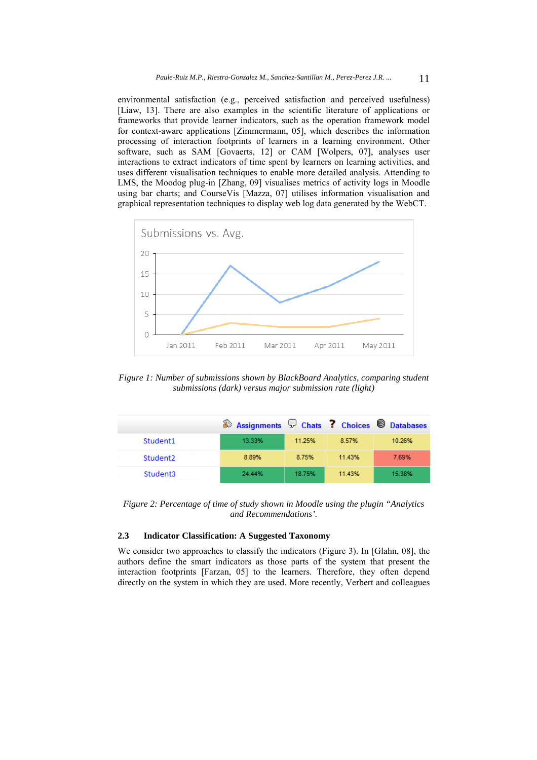environmental satisfaction (e.g., perceived satisfaction and perceived usefulness) [Liaw, 13]. There are also examples in the scientific literature of applications or frameworks that provide learner indicators, such as the operation framework model for context-aware applications [Zimmermann, 05], which describes the information processing of interaction footprints of learners in a learning environment. Other software, such as SAM [Govaerts, 12] or CAM [Wolpers, 07], analyses user interactions to extract indicators of time spent by learners on learning activities, and uses different visualisation techniques to enable more detailed analysis. Attending to LMS, the Moodog plug-in [Zhang, 09] visualises metrics of activity logs in Moodle using bar charts; and CourseVis [Mazza, 07] utilises information visualisation and graphical representation techniques to display web log data generated by the WebCT.

*Figure 1: Number of submissions shown by BlackBoard Analytics, comparing student submissions (dark) versus major submission rate (light)*

| | Assignments | Chats | Choices | Databases |
|---|---|---|---|---|
| Student1 | 13.33% | 11.25% | 8.57% | 10.26% |
| Student2 | 8.89% | 8.75% | 11.43% | 7.69% |
| Student3 | 24.44% | 18.75% | 11.43% | 15.38% |

*Figure 2: Percentage of time of study shown in Moodle using the plugin "Analytics and Recommendations'.*

### 2.3 Indicator Classification: A Suggested Taxonomy

We consider two approaches to classify the indicators (Figure 3). In [Glahn, 08], the authors define the smart indicators as those parts of the system that present the interaction footprints [Farzan, 05] to the learners. Therefore, they often depend directly on the system in which they are used. More recently, Verbert and colleagues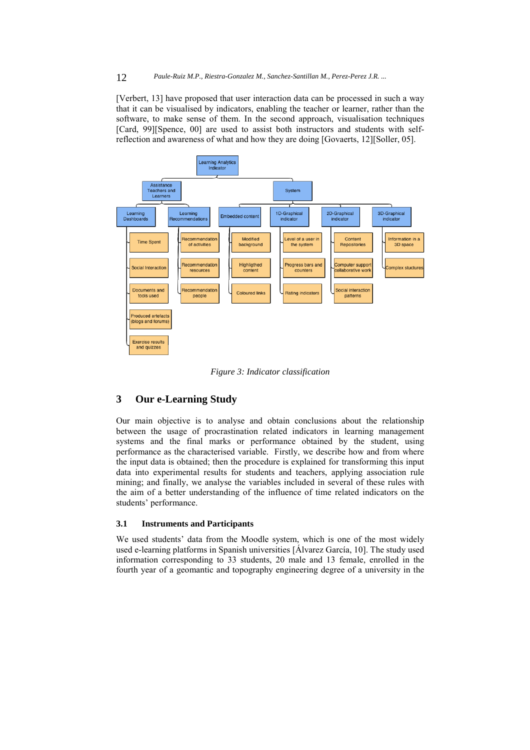[Verbert, 13] have proposed that user interaction data can be processed in such a way that it can be visualised by indicators, enabling the teacher or learner, rather than the software, to make sense of them. In the second approach, visualisation techniques [Card, 99][Spence, 00] are used to assist both instructors and students with self-reflection and awareness of what and how they are doing [Govaerts, 12][Soller, 05].

Figure 3: Indicator classification

## 3 Our e-Learning Study

Our main objective is to analyse and obtain conclusions about the relationship between the usage of procrastination related indicators in learning management systems and the final marks or performance obtained by the student, using performance as the characterised variable. Firstly, we describe how and from where the input data is obtained; then the procedure is explained for transforming this input data into experimental results for students and teachers, applying association rule mining; and finally, we analyse the variables included in several of these rules with the aim of a better understanding of the influence of time related indicators on the students' performance.

### 3.1 Instruments and Participants

We used students' data from the Moodle system, which is one of the most widely used e-learning platforms in Spanish universities [Álvarez García, 10]. The study used information corresponding to 33 students, 20 male and 13 female, enrolled in the fourth year of a geomantic and topography engineering degree of a university in the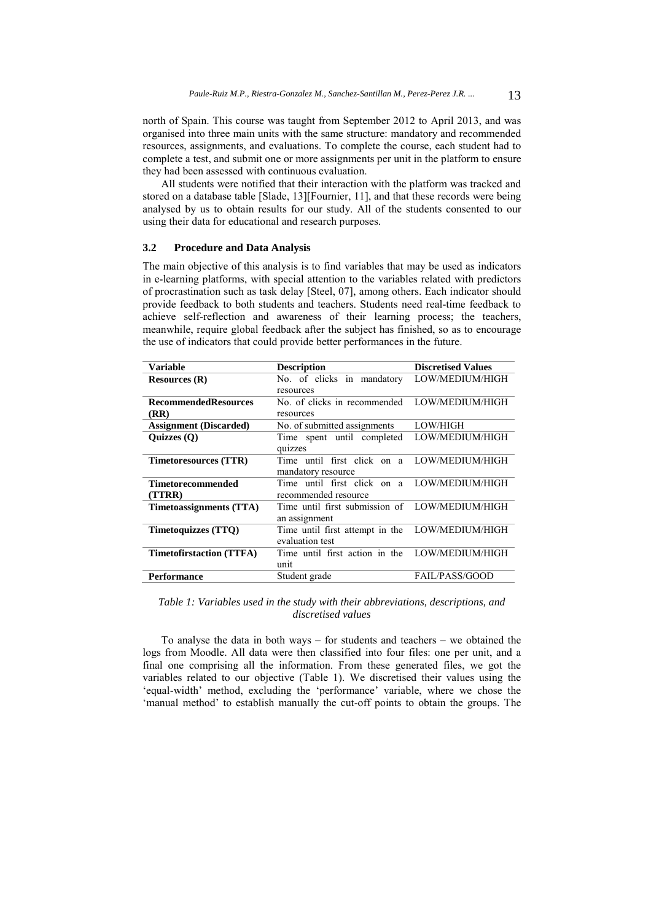north of Spain. This course was taught from September 2012 to April 2013, and was organised into three main units with the same structure: mandatory and recommended resources, assignments, and evaluations. To complete the course, each student had to complete a test, and submit one or more assignments per unit in the platform to ensure they had been assessed with continuous evaluation.

All students were notified that their interaction with the platform was tracked and stored on a database table [Slade, 13][Fournier, 11], and that these records were being analysed by us to obtain results for our study. All of the students consented to our using their data for educational and research purposes.

### 3.2 Procedure and Data Analysis

The main objective of this analysis is to find variables that may be used as indicators in e-learning platforms, with special attention to the variables related with predictors of procrastination such as task delay [Steel, 07], among others. Each indicator should provide feedback to both students and teachers. Students need real-time feedback to achieve self-reflection and awareness of their learning process; the teachers, meanwhile, require global feedback after the subject has finished, so as to encourage the use of indicators that could provide better performances in the future.

| Variable | Description | Discretised Values |
| --- | --- | --- |
| **Resources (R)** | No. of clicks in mandatory resources | LOW/MEDIUM/HIGH |
| **RecommendedResources (RR)** | No. of clicks in recommended resources | LOW/MEDIUM/HIGH |
| **Assignment (Discarded)** | No. of submitted assignments | LOW/HIGH |
| **Quizzes (Q)** | Time spent until completed quizzes | LOW/MEDIUM/HIGH |
| **Timetoresources (TTR)** | Time until first click on a mandatory resource | LOW/MEDIUM/HIGH |
| **Timetorecommended (TTRR)** | Time until first click on a recommended resource | LOW/MEDIUM/HIGH |
| **Timetoassignments (TTA)** | Time until first submission of an assignment | LOW/MEDIUM/HIGH |
| **Timetoquizzes (TTQ)** | Time until first attempt in the evaluation test | LOW/MEDIUM/HIGH |
| **Timetofirstaction (TTFA)** | Time until first action in the unit | LOW/MEDIUM/HIGH |
| **Performance** | Student grade | FAIL/PASS/GOOD |

*Table 1: Variables used in the study with their abbreviations, descriptions, and discretised values*

To analyse the data in both ways – for students and teachers – we obtained the logs from Moodle. All data were then classified into four files: one per unit, and a final one comprising all the information. From these generated files, we got the variables related to our objective (Table 1). We discretised their values using the 'equal-width' method, excluding the 'performance' variable, where we chose the 'manual method' to establish manually the cut-off points to obtain the groups. The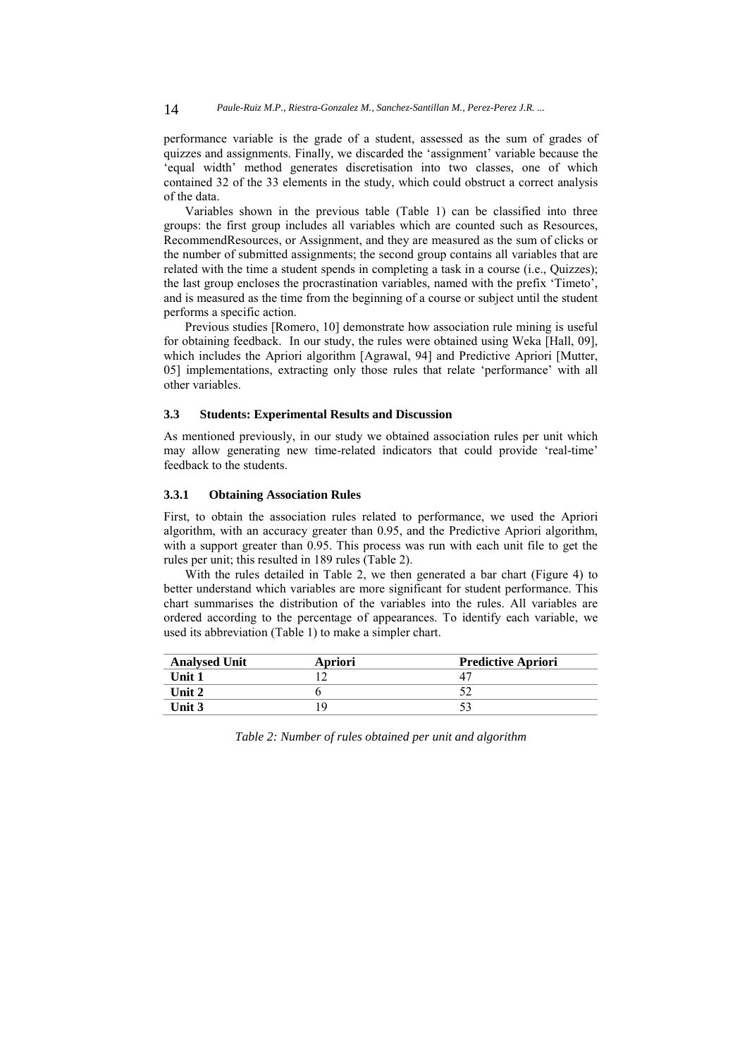performance variable is the grade of a student, assessed as the sum of grades of quizzes and assignments. Finally, we discarded the 'assignment' variable because the 'equal width' method generates discretisation into two classes, one of which contained 32 of the 33 elements in the study, which could obstruct a correct analysis of the data.

Variables shown in the previous table (Table 1) can be classified into three groups: the first group includes all variables which are counted such as Resources, RecommendResources, or Assignment, and they are measured as the sum of clicks or the number of submitted assignments; the second group contains all variables that are related with the time a student spends in completing a task in a course (i.e., Quizzes); the last group encloses the procrastination variables, named with the prefix 'Timeto', and is measured as the time from the beginning of a course or subject until the student performs a specific action.

Previous studies [Romero, 10] demonstrate how association rule mining is useful for obtaining feedback. In our study, the rules were obtained using Weka [Hall, 09], which includes the Apriori algorithm [Agrawal, 94] and Predictive Apriori [Mutter, 05] implementations, extracting only those rules that relate 'performance' with all other variables.

### 3.3 Students: Experimental Results and Discussion

As mentioned previously, in our study we obtained association rules per unit which may allow generating new time-related indicators that could provide 'real-time' feedback to the students.

#### 3.3.1 Obtaining Association Rules

First, to obtain the association rules related to performance, we used the Apriori algorithm, with an accuracy greater than 0.95, and the Predictive Apriori algorithm, with a support greater than 0.95. This process was run with each unit file to get the rules per unit; this resulted in 189 rules (Table 2).

With the rules detailed in Table 2, we then generated a bar chart (Figure 4) to better understand which variables are more significant for student performance. This chart summarises the distribution of the variables into the rules. All variables are ordered according to the percentage of appearances. To identify each variable, we used its abbreviation (Table 1) to make a simpler chart.

| Analysed Unit | Apriori | Predictive Apriori |
|---|---|---|
| **Unit 1** | 12 | 47 |
| **Unit 2** | 6 | 52 |
| **Unit 3** | 19 | 53 |

*Table 2: Number of rules obtained per unit and algorithm*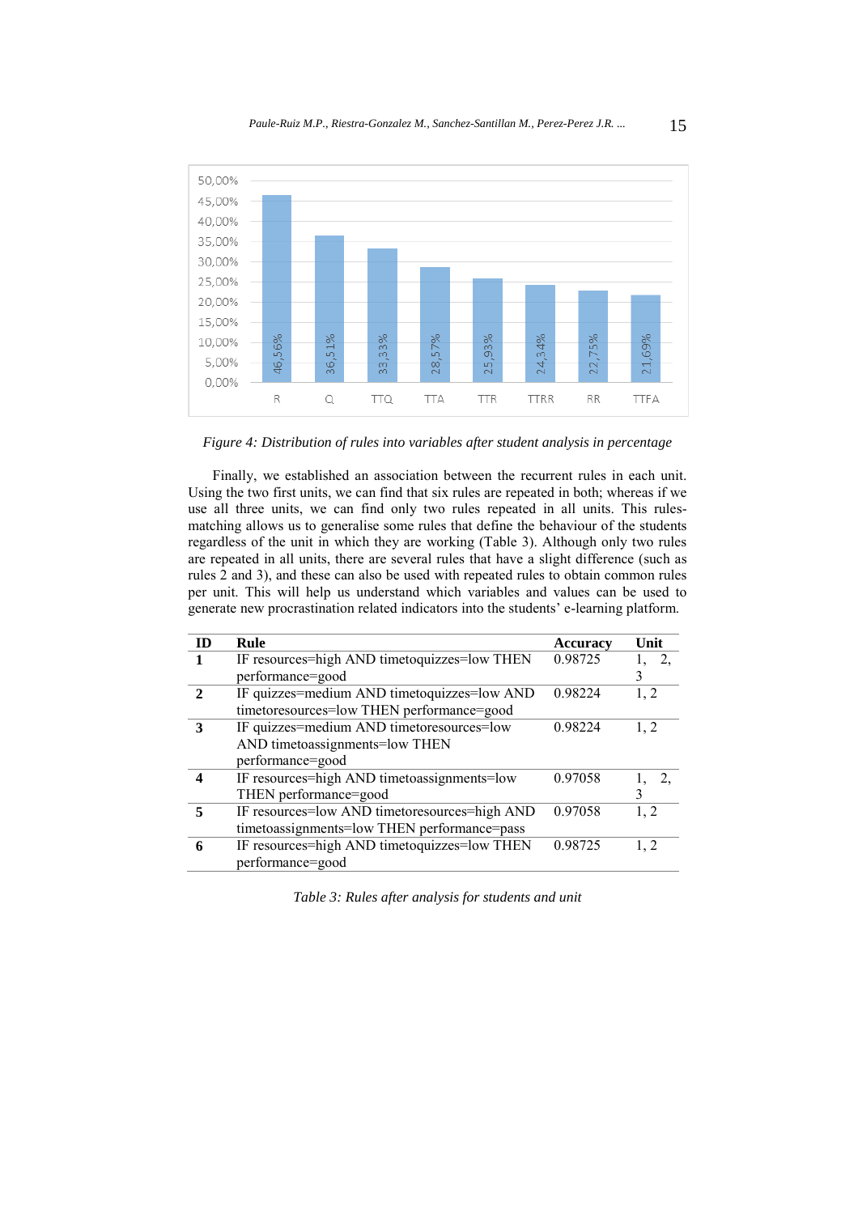Figure 4: Distribution of rules into variables after student analysis in percentage

Finally, we established an association between the recurrent rules in each unit. Using the two first units, we can find that six rules are repeated in both; whereas if we use all three units, we can find only two rules repeated in all units. This rules-matching allows us to generalise some rules that define the behaviour of the students regardless of the unit in which they are working (Table 3). Although only two rules are repeated in all units, there are several rules that have a slight difference (such as rules 2 and 3), and these can also be used with repeated rules to obtain common rules per unit. This will help us understand which variables and values can be used to generate new procrastination related indicators into the students' e-learning platform.

| ID | Rule | Accuracy | Unit |
|---|---|---|---|
| **1** | IF resources=high AND timetoquizzes=low THEN performance=good | 0.98725 | 1, 2, 3 |
| **2** | IF quizzes=medium AND timetoquizzes=low AND timetoresources=low THEN performance=good | 0.98224 | 1, 2 |
| **3** | IF quizzes=medium AND timetoresources=low AND timetoassignments=low THEN performance=good | 0.98224 | 1, 2 |
| **4** | IF resources=high AND timetoassignments=low THEN performance=good | 0.97058 | 1, 2, 3 |
| **5** | IF resources=low AND timetoresources=high AND timetoassignments=low THEN performance=pass | 0.97058 | 1, 2 |
| **6** | IF resources=high AND timetoquizzes=low THEN performance=good | 0.98725 | 1, 2 |

*Table 3: Rules after analysis for students and unit*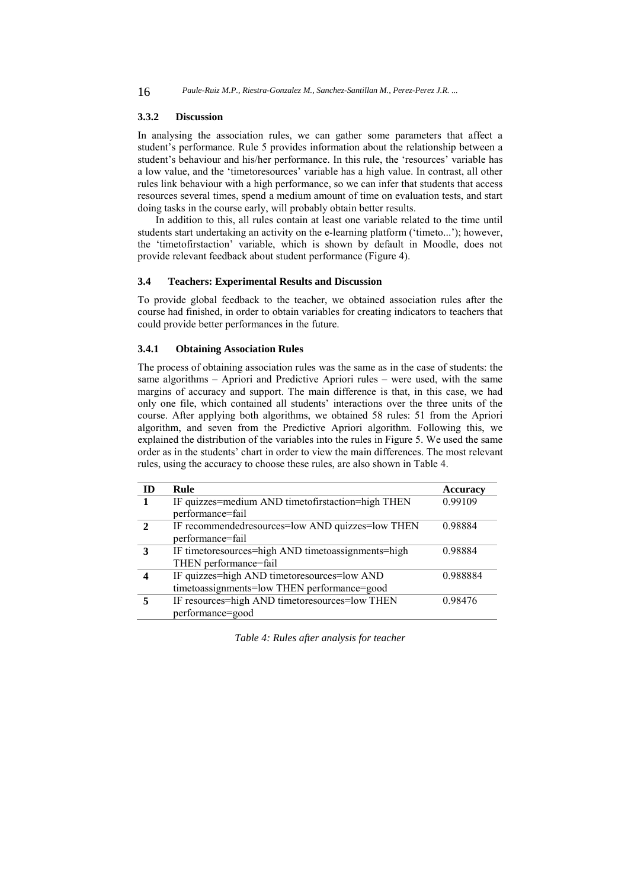### 3.3.2 Discussion

In analysing the association rules, we can gather some parameters that affect a student's performance. Rule 5 provides information about the relationship between a student's behaviour and his/her performance. In this rule, the 'resources' variable has a low value, and the 'timetoresources' variable has a high value. In contrast, all other rules link behaviour with a high performance, so we can infer that students that access resources several times, spend a medium amount of time on evaluation tests, and start doing tasks in the course early, will probably obtain better results.

In addition to this, all rules contain at least one variable related to the time until students start undertaking an activity on the e-learning platform ('timeto...'); however, the 'timetofirstaction' variable, which is shown by default in Moodle, does not provide relevant feedback about student performance (Figure 4).

## 3.4 Teachers: Experimental Results and Discussion

To provide global feedback to the teacher, we obtained association rules after the course had finished, in order to obtain variables for creating indicators to teachers that could provide better performances in the future.

### 3.4.1 Obtaining Association Rules

The process of obtaining association rules was the same as in the case of students: the same algorithms – Apriori and Predictive Apriori rules – were used, with the same margins of accuracy and support. The main difference is that, in this case, we had only one file, which contained all students' interactions over the three units of the course. After applying both algorithms, we obtained 58 rules: 51 from the Apriori algorithm, and seven from the Predictive Apriori algorithm. Following this, we explained the distribution of the variables into the rules in Figure 5. We used the same order as in the students' chart in order to view the main differences. The most relevant rules, using the accuracy to choose these rules, are also shown in Table 4.

| ID | Rule | Accuracy |
|---|---|---|
| 1 | IF quizzes=medium AND timetofirstaction=high THEN performance=fail | 0.99109 |
| 2 | IF recommendedresources=low AND quizzes=low THEN performance=fail | 0.98884 |
| 3 | IF timetoresources=high AND timetoassignments=high THEN performance=fail | 0.98884 |
| 4 | IF quizzes=high AND timetoresources=low AND timetoassignments=low THEN performance=good | 0.988884 |
| 5 | IF resources=high AND timetoresources=low THEN performance=good | 0.98476 |

*Table 4: Rules after analysis for teacher*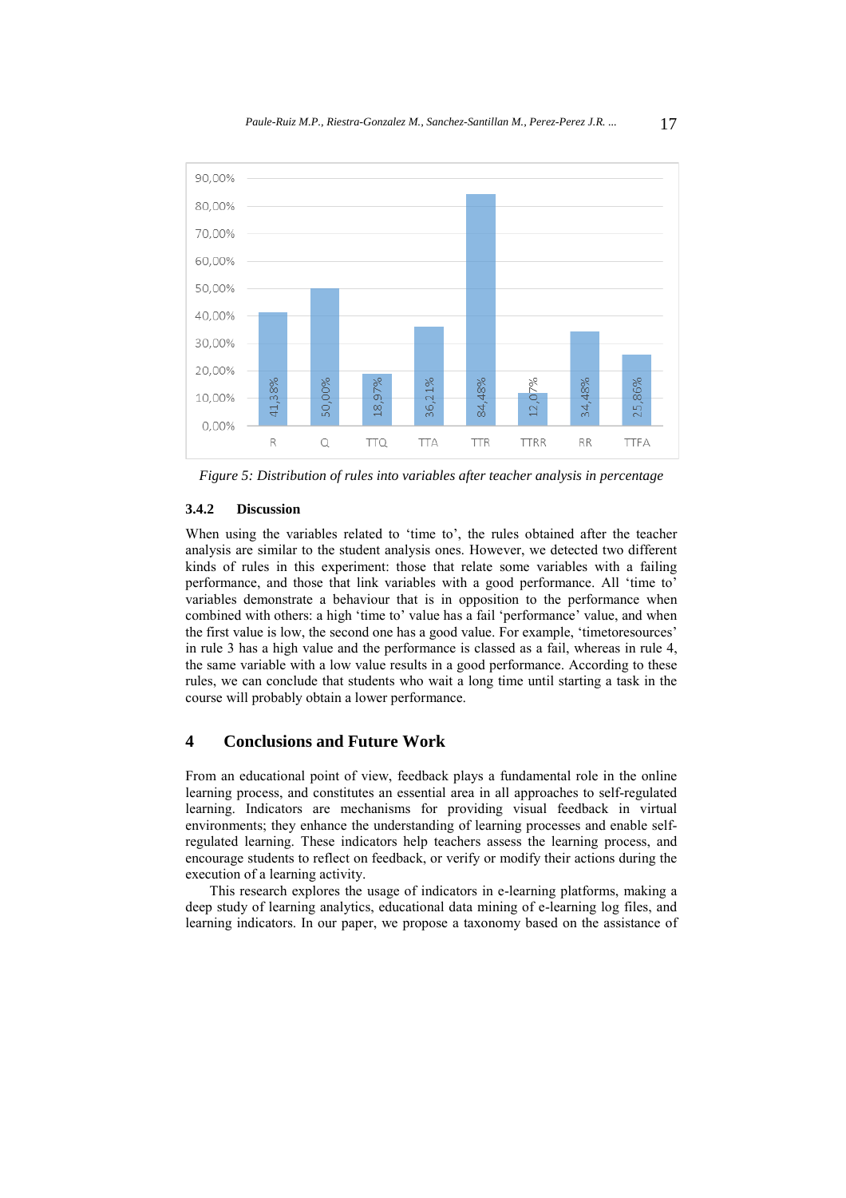| Variable | Percentage |
|---|---|
| R | 41,38% |
| Q | 50,00% |
| TTQ | 18,97% |
| TTA | 36,21% |
| TTR | 84,48% |
| TTRR | 12,07% |
| RR | 34,48% |
| TTFA | 25,86% |

*Figure 5: Distribution of rules into variables after teacher analysis in percentage*

### 3.4.2 Discussion

When using the variables related to 'time to', the rules obtained after the teacher analysis are similar to the student analysis ones. However, we detected two different kinds of rules in this experiment: those that relate some variables with a failing performance, and those that link variables with a good performance. All 'time to' variables demonstrate a behaviour that is in opposition to the performance when combined with others: a high 'time to' value has a fail 'performance' value, and when the first value is low, the second one has a good value. For example, 'timetoresources' in rule 3 has a high value and the performance is classed as a fail, whereas in rule 4, the same variable with a low value results in a good performance. According to these rules, we can conclude that students who wait a long time until starting a task in the course will probably obtain a lower performance.

## 4 Conclusions and Future Work

From an educational point of view, feedback plays a fundamental role in the online learning process, and constitutes an essential area in all approaches to self-regulated learning. Indicators are mechanisms for providing visual feedback in virtual environments; they enhance the understanding of learning processes and enable self-regulated learning. These indicators help teachers assess the learning process, and encourage students to reflect on feedback, or verify or modify their actions during the execution of a learning activity.

This research explores the usage of indicators in e-learning platforms, making a deep study of learning analytics, educational data mining of e-learning log files, and learning indicators. In our paper, we propose a taxonomy based on the assistance of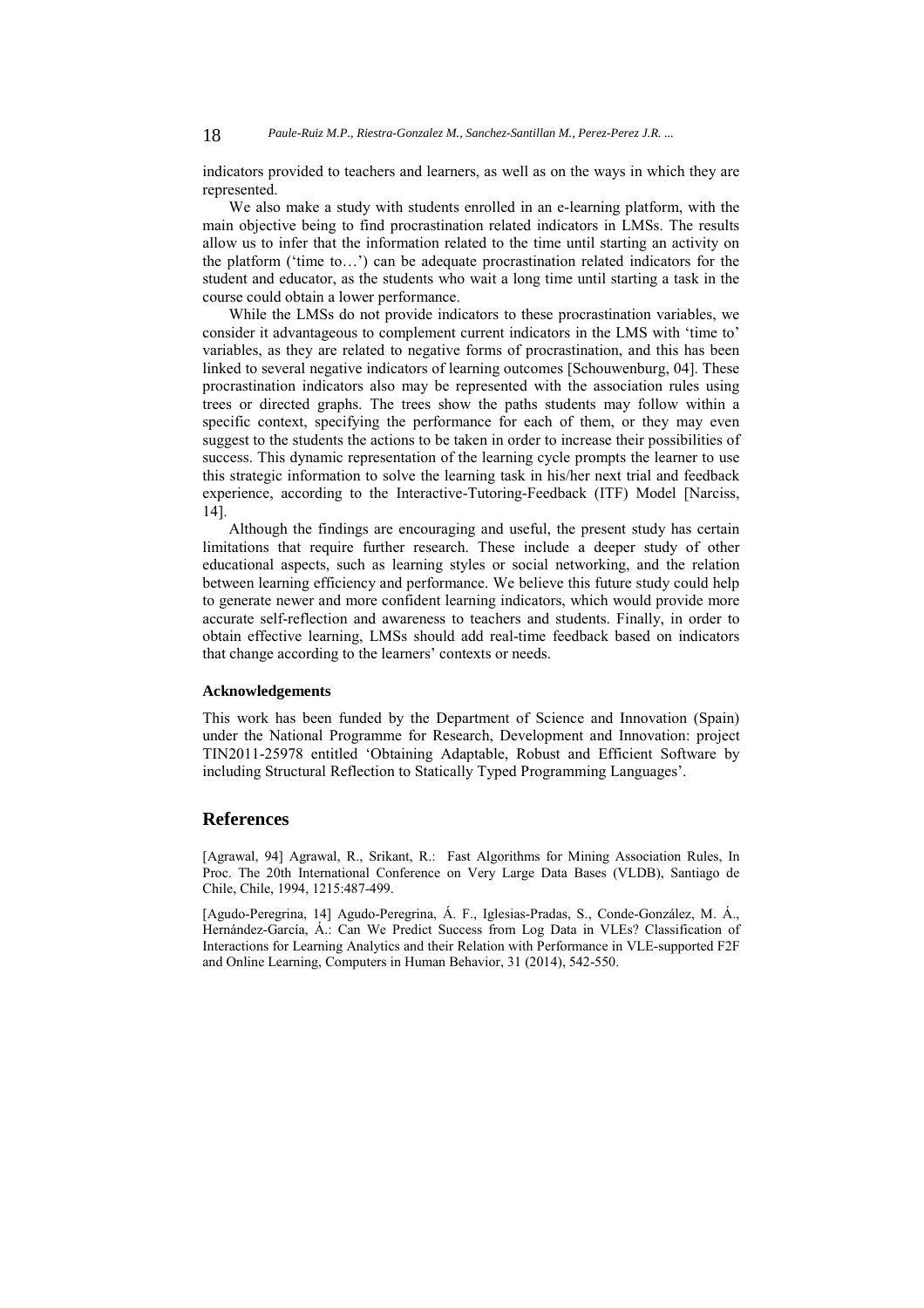indicators provided to teachers and learners, as well as on the ways in which they are represented.

We also make a study with students enrolled in an e-learning platform, with the main objective being to find procrastination related indicators in LMSs. The results allow us to infer that the information related to the time until starting an activity on the platform ('time to…') can be adequate procrastination related indicators for the student and educator, as the students who wait a long time until starting a task in the course could obtain a lower performance.

While the LMSs do not provide indicators to these procrastination variables, we consider it advantageous to complement current indicators in the LMS with 'time to' variables, as they are related to negative forms of procrastination, and this has been linked to several negative indicators of learning outcomes [Schouwenburg, 04]. These procrastination indicators also may be represented with the association rules using trees or directed graphs. The trees show the paths students may follow within a specific context, specifying the performance for each of them, or they may even suggest to the students the actions to be taken in order to increase their possibilities of success. This dynamic representation of the learning cycle prompts the learner to use this strategic information to solve the learning task in his/her next trial and feedback experience, according to the Interactive-Tutoring-Feedback (ITF) Model [Narciss, 14].

Although the findings are encouraging and useful, the present study has certain limitations that require further research. These include a deeper study of other educational aspects, such as learning styles or social networking, and the relation between learning efficiency and performance. We believe this future study could help to generate newer and more confident learning indicators, which would provide more accurate self-reflection and awareness to teachers and students. Finally, in order to obtain effective learning, LMSs should add real-time feedback based on indicators that change according to the learners' contexts or needs.

**Acknowledgements**

This work has been funded by the Department of Science and Innovation (Spain) under the National Programme for Research, Development and Innovation: project TIN2011-25978 entitled 'Obtaining Adaptable, Robust and Efficient Software by including Structural Reflection to Statically Typed Programming Languages'.

## References

[Agrawal, 94] Agrawal, R., Srikant, R.: Fast Algorithms for Mining Association Rules, In Proc. The 20th International Conference on Very Large Data Bases (VLDB), Santiago de Chile, Chile, 1994, 1215:487-499.

[Agudo-Peregrina, 14] Agudo-Peregrina, Á. F., Iglesias-Pradas, S., Conde-González, M. Á., Hernández-García, Á.: Can We Predict Success from Log Data in VLEs? Classification of Interactions for Learning Analytics and their Relation with Performance in VLE-supported F2F and Online Learning, Computers in Human Behavior, 31 (2014), 542-550.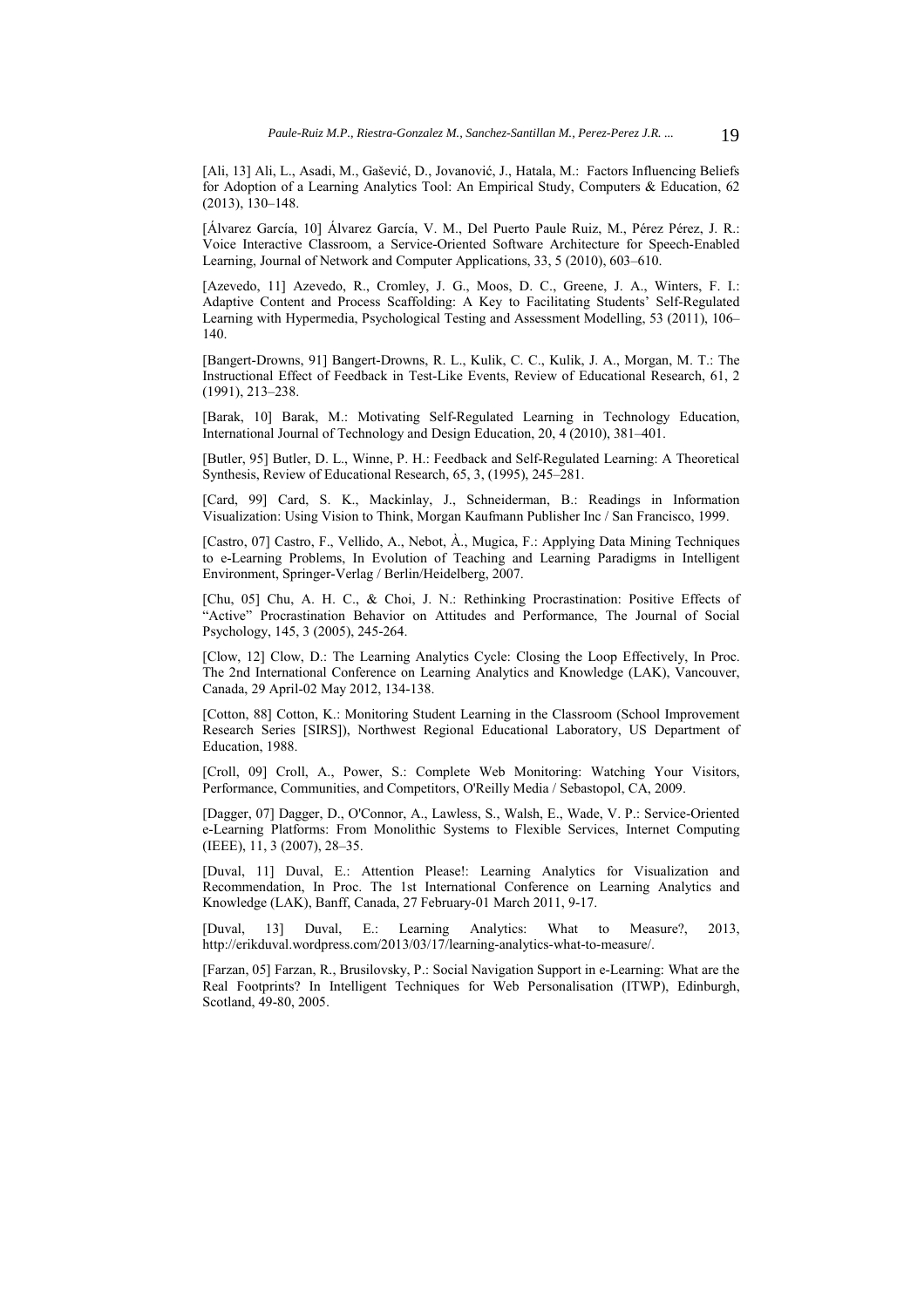[Ali, 13] Ali, L., Asadi, M., Gašević, D., Jovanović, J., Hatala, M.: Factors Influencing Beliefs for Adoption of a Learning Analytics Tool: An Empirical Study, Computers & Education, 62 (2013), 130–148.

[Álvarez García, 10] Álvarez García, V. M., Del Puerto Paule Ruiz, M., Pérez Pérez, J. R.: Voice Interactive Classroom, a Service-Oriented Software Architecture for Speech-Enabled Learning, Journal of Network and Computer Applications, 33, 5 (2010), 603–610.

[Azevedo, 11] Azevedo, R., Cromley, J. G., Moos, D. C., Greene, J. A., Winters, F. I.: Adaptive Content and Process Scaffolding: A Key to Facilitating Students' Self-Regulated Learning with Hypermedia, Psychological Testing and Assessment Modelling, 53 (2011), 106–140.

[Bangert-Drowns, 91] Bangert-Drowns, R. L., Kulik, C. C., Kulik, J. A., Morgan, M. T.: The Instructional Effect of Feedback in Test-Like Events, Review of Educational Research, 61, 2 (1991), 213–238.

[Barak, 10] Barak, M.: Motivating Self-Regulated Learning in Technology Education, International Journal of Technology and Design Education, 20, 4 (2010), 381–401.

[Butler, 95] Butler, D. L., Winne, P. H.: Feedback and Self-Regulated Learning: A Theoretical Synthesis, Review of Educational Research, 65, 3, (1995), 245–281.

[Card, 99] Card, S. K., Mackinlay, J., Schneiderman, B.: Readings in Information Visualization: Using Vision to Think, Morgan Kaufmann Publisher Inc / San Francisco, 1999.

[Castro, 07] Castro, F., Vellido, A., Nebot, À., Mugica, F.: Applying Data Mining Techniques to e-Learning Problems, In Evolution of Teaching and Learning Paradigms in Intelligent Environment, Springer-Verlag / Berlin/Heidelberg, 2007.

[Chu, 05] Chu, A. H. C., & Choi, J. N.: Rethinking Procrastination: Positive Effects of "Active" Procrastination Behavior on Attitudes and Performance, The Journal of Social Psychology, 145, 3 (2005), 245-264.

[Clow, 12] Clow, D.: The Learning Analytics Cycle: Closing the Loop Effectively, In Proc. The 2nd International Conference on Learning Analytics and Knowledge (LAK), Vancouver, Canada, 29 April-02 May 2012, 134-138.

[Cotton, 88] Cotton, K.: Monitoring Student Learning in the Classroom (School Improvement Research Series [SIRS]), Northwest Regional Educational Laboratory, US Department of Education, 1988.

[Croll, 09] Croll, A., Power, S.: Complete Web Monitoring: Watching Your Visitors, Performance, Communities, and Competitors, O'Reilly Media / Sebastopol, CA, 2009.

[Dagger, 07] Dagger, D., O'Connor, A., Lawless, S., Walsh, E., Wade, V. P.: Service-Oriented e-Learning Platforms: From Monolithic Systems to Flexible Services, Internet Computing (IEEE), 11, 3 (2007), 28–35.

[Duval, 11] Duval, E.: Attention Please!: Learning Analytics for Visualization and Recommendation, In Proc. The 1st International Conference on Learning Analytics and Knowledge (LAK), Banff, Canada, 27 February-01 March 2011, 9-17.

[Duval, 13] Duval, E.: Learning Analytics: What to Measure?, 2013, http://erikduval.wordpress.com/2013/03/17/learning-analytics-what-to-measure/.

[Farzan, 05] Farzan, R., Brusilovsky, P.: Social Navigation Support in e-Learning: What are the Real Footprints? In Intelligent Techniques for Web Personalisation (ITWP), Edinburgh, Scotland, 49-80, 2005.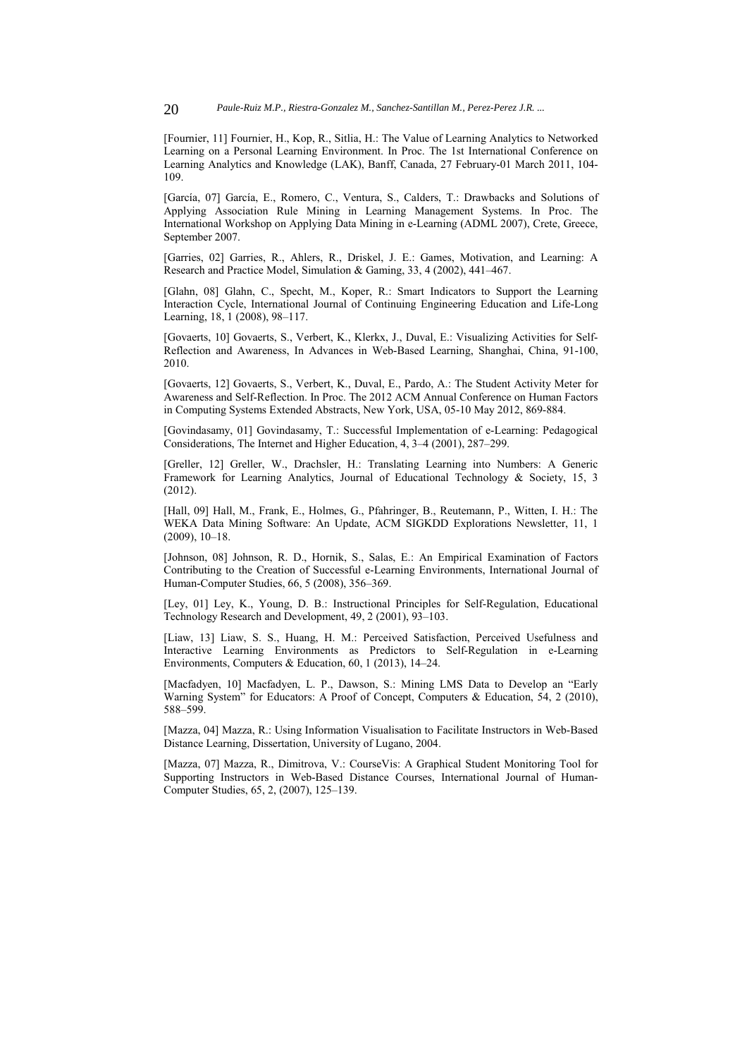[Fournier, 11] Fournier, H., Kop, R., Sitlia, H.: The Value of Learning Analytics to Networked Learning on a Personal Learning Environment. In Proc. The 1st International Conference on Learning Analytics and Knowledge (LAK), Banff, Canada, 27 February-01 March 2011, 104-109.

[García, 07] García, E., Romero, C., Ventura, S., Calders, T.: Drawbacks and Solutions of Applying Association Rule Mining in Learning Management Systems. In Proc. The International Workshop on Applying Data Mining in e-Learning (ADML 2007), Crete, Greece, September 2007.

[Garries, 02] Garries, R., Ahlers, R., Driskel, J. E.: Games, Motivation, and Learning: A Research and Practice Model, Simulation & Gaming, 33, 4 (2002), 441–467.

[Glahn, 08] Glahn, C., Specht, M., Koper, R.: Smart Indicators to Support the Learning Interaction Cycle, International Journal of Continuing Engineering Education and Life-Long Learning, 18, 1 (2008), 98–117.

[Govaerts, 10] Govaerts, S., Verbert, K., Klerkx, J., Duval, E.: Visualizing Activities for Self-Reflection and Awareness, In Advances in Web-Based Learning, Shanghai, China, 91-100, 2010.

[Govaerts, 12] Govaerts, S., Verbert, K., Duval, E., Pardo, A.: The Student Activity Meter for Awareness and Self-Reflection. In Proc. The 2012 ACM Annual Conference on Human Factors in Computing Systems Extended Abstracts, New York, USA, 05-10 May 2012, 869-884.

[Govindasamy, 01] Govindasamy, T.: Successful Implementation of e-Learning: Pedagogical Considerations, The Internet and Higher Education, 4, 3–4 (2001), 287–299.

[Greller, 12] Greller, W., Drachsler, H.: Translating Learning into Numbers: A Generic Framework for Learning Analytics, Journal of Educational Technology & Society, 15, 3 (2012).

[Hall, 09] Hall, M., Frank, E., Holmes, G., Pfahringer, B., Reutemann, P., Witten, I. H.: The WEKA Data Mining Software: An Update, ACM SIGKDD Explorations Newsletter, 11, 1 (2009), 10–18.

[Johnson, 08] Johnson, R. D., Hornik, S., Salas, E.: An Empirical Examination of Factors Contributing to the Creation of Successful e-Learning Environments, International Journal of Human-Computer Studies, 66, 5 (2008), 356–369.

[Ley, 01] Ley, K., Young, D. B.: Instructional Principles for Self-Regulation, Educational Technology Research and Development, 49, 2 (2001), 93–103.

[Liaw, 13] Liaw, S. S., Huang, H. M.: Perceived Satisfaction, Perceived Usefulness and Interactive Learning Environments as Predictors to Self-Regulation in e-Learning Environments, Computers & Education, 60, 1 (2013), 14–24.

[Macfadyen, 10] Macfadyen, L. P., Dawson, S.: Mining LMS Data to Develop an "Early Warning System" for Educators: A Proof of Concept, Computers & Education, 54, 2 (2010), 588–599.

[Mazza, 04] Mazza, R.: Using Information Visualisation to Facilitate Instructors in Web-Based Distance Learning, Dissertation, University of Lugano, 2004.

[Mazza, 07] Mazza, R., Dimitrova, V.: CourseVis: A Graphical Student Monitoring Tool for Supporting Instructors in Web-Based Distance Courses, International Journal of Human-Computer Studies, 65, 2, (2007), 125–139.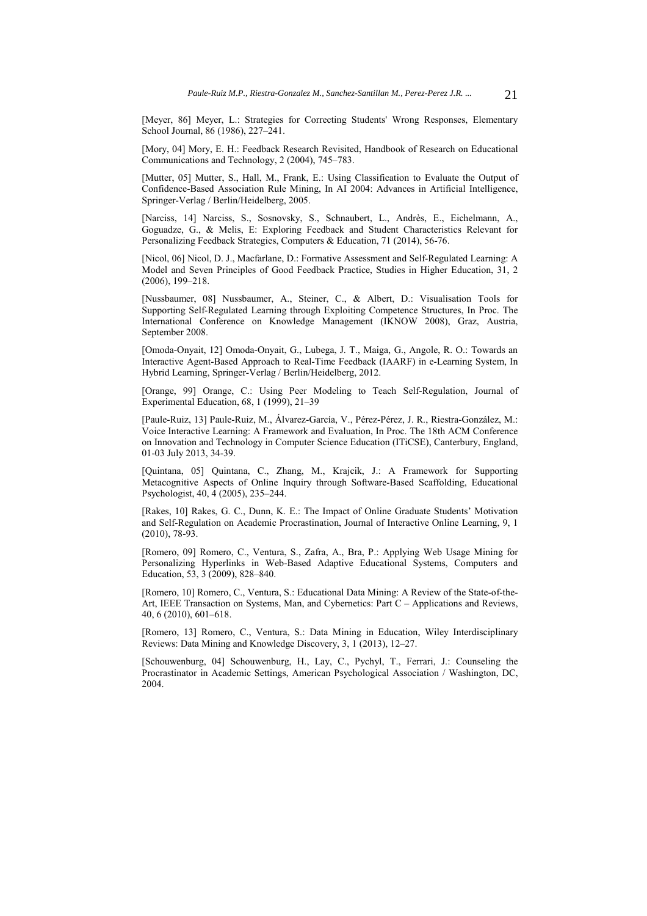[Meyer, 86] Meyer, L.: Strategies for Correcting Students' Wrong Responses, Elementary School Journal, 86 (1986), 227–241.

[Mory, 04] Mory, E. H.: Feedback Research Revisited, Handbook of Research on Educational Communications and Technology, 2 (2004), 745–783.

[Mutter, 05] Mutter, S., Hall, M., Frank, E.: Using Classification to Evaluate the Output of Confidence-Based Association Rule Mining, In AI 2004: Advances in Artificial Intelligence, Springer-Verlag / Berlin/Heidelberg, 2005.

[Narciss, 14] Narciss, S., Sosnovsky, S., Schnaubert, L., Andrès, E., Eichelmann, A., Goguadze, G., & Melis, E: Exploring Feedback and Student Characteristics Relevant for Personalizing Feedback Strategies, Computers & Education, 71 (2014), 56-76.

[Nicol, 06] Nicol, D. J., Macfarlane, D.: Formative Assessment and Self-Regulated Learning: A Model and Seven Principles of Good Feedback Practice, Studies in Higher Education, 31, 2 (2006), 199–218.

[Nussbaumer, 08] Nussbaumer, A., Steiner, C., & Albert, D.: Visualisation Tools for Supporting Self-Regulated Learning through Exploiting Competence Structures, In Proc. The International Conference on Knowledge Management (IKNOW 2008), Graz, Austria, September 2008.

[Omoda-Onyait, 12] Omoda-Onyait, G., Lubega, J. T., Maiga, G., Angole, R. O.: Towards an Interactive Agent-Based Approach to Real-Time Feedback (IAARF) in e-Learning System, In Hybrid Learning, Springer-Verlag / Berlin/Heidelberg, 2012.

[Orange, 99] Orange, C.: Using Peer Modeling to Teach Self-Regulation, Journal of Experimental Education, 68, 1 (1999), 21–39

[Paule-Ruiz, 13] Paule-Ruiz, M., Álvarez-García, V., Pérez-Pérez, J. R., Riestra-González, M.: Voice Interactive Learning: A Framework and Evaluation, In Proc. The 18th ACM Conference on Innovation and Technology in Computer Science Education (ITiCSE), Canterbury, England, 01-03 July 2013, 34-39.

[Quintana, 05] Quintana, C., Zhang, M., Krajcik, J.: A Framework for Supporting Metacognitive Aspects of Online Inquiry through Software-Based Scaffolding, Educational Psychologist, 40, 4 (2005), 235–244.

[Rakes, 10] Rakes, G. C., Dunn, K. E.: The Impact of Online Graduate Students' Motivation and Self-Regulation on Academic Procrastination, Journal of Interactive Online Learning, 9, 1 (2010), 78-93.

[Romero, 09] Romero, C., Ventura, S., Zafra, A., Bra, P.: Applying Web Usage Mining for Personalizing Hyperlinks in Web-Based Adaptive Educational Systems, Computers and Education, 53, 3 (2009), 828–840.

[Romero, 10] Romero, C., Ventura, S.: Educational Data Mining: A Review of the State-of-the-Art, IEEE Transaction on Systems, Man, and Cybernetics: Part C – Applications and Reviews, 40, 6 (2010), 601–618.

[Romero, 13] Romero, C., Ventura, S.: Data Mining in Education, Wiley Interdisciplinary Reviews: Data Mining and Knowledge Discovery, 3, 1 (2013), 12–27.

[Schouwenburg, 04] Schouwenburg, H., Lay, C., Pychyl, T., Ferrari, J.: Counseling the Procrastinator in Academic Settings, American Psychological Association / Washington, DC, 2004.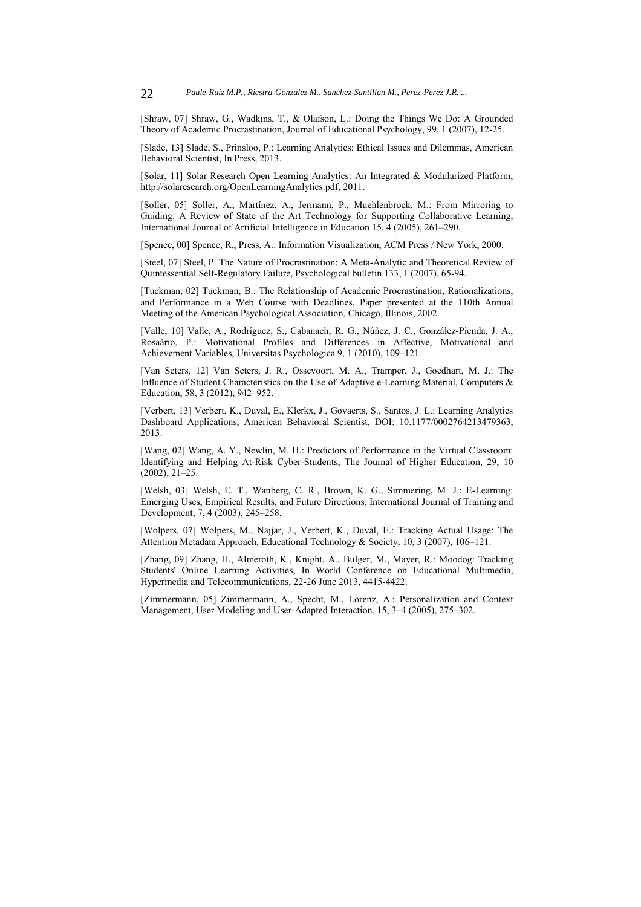[Shraw, 07] Shraw, G., Wadkins, T., & Olafson, L.: Doing the Things We Do: A Grounded Theory of Academic Procrastination, Journal of Educational Psychology, 99, 1 (2007), 12-25.

[Slade, 13] Slade, S., Prinsloo, P.: Learning Analytics: Ethical Issues and Dilemmas, American Behavioral Scientist, In Press, 2013.

[Solar, 11] Solar Research Open Learning Analytics: An Integrated & Modularized Platform, http://solaresearch.org/OpenLearningAnalytics.pdf, 2011.

[Soller, 05] Soller, A., Martínez, A., Jermann, P., Muehlenbrock, M.: From Mirroring to Guiding: A Review of State of the Art Technology for Supporting Collaborative Learning, International Journal of Artificial Intelligence in Education 15, 4 (2005), 261–290.

[Spence, 00] Spence, R., Press, A.: Information Visualization, ACM Press / New York, 2000.

[Steel, 07] Steel, P. The Nature of Procrastination: A Meta-Analytic and Theoretical Review of Quintessential Self-Regulatory Failure, Psychological bulletin 133, 1 (2007), 65-94.

[Tuckman, 02] Tuckman, B.: The Relationship of Academic Procrastination, Rationalizations, and Performance in a Web Course with Deadlines, Paper presented at the 110th Annual Meeting of the American Psychological Association, Chicago, Illinois, 2002.

[Valle, 10] Valle, A., Rodríguez, S., Cabanach, R. G., Núñez, J. C., González-Pienda, J. A., Rosaário, P.: Motivational Profiles and Differences in Affective, Motivational and Achievement Variables, Universitas Psychologica 9, 1 (2010), 109–121.

[Van Seters, 12] Van Seters, J. R., Ossevoort, M. A., Tramper, J., Goedhart, M. J.: The Influence of Student Characteristics on the Use of Adaptive e-Learning Material, Computers & Education, 58, 3 (2012), 942–952.

[Verbert, 13] Verbert, K., Duval, E., Klerkx, J., Govaerts, S., Santos, J. L.: Learning Analytics Dashboard Applications, American Behavioral Scientist, DOI: 10.1177/0002764213479363, 2013.

[Wang, 02] Wang, A. Y., Newlin, M. H.: Predictors of Performance in the Virtual Classroom: Identifying and Helping At-Risk Cyber-Students, The Journal of Higher Education, 29, 10 (2002), 21–25.

[Welsh, 03] Welsh, E. T., Wanberg, C. R., Brown, K. G., Simmering, M. J.: E-Learning: Emerging Uses, Empirical Results, and Future Directions, International Journal of Training and Development, 7, 4 (2003), 245–258.

[Wolpers, 07] Wolpers, M., Najjar, J., Verbert, K., Duval, E.: Tracking Actual Usage: The Attention Metadata Approach, Educational Technology & Society, 10, 3 (2007), 106–121.

[Zhang, 09] Zhang, H., Almeroth, K., Knight, A., Bulger, M., Mayer, R.: Moodog: Tracking Students' Online Learning Activities, In World Conference on Educational Multimedia, Hypermedia and Telecommunications, 22-26 June 2013, 4415-4422.

[Zimmermann, 05] Zimmermann, A., Specht, M., Lorenz, A.: Personalization and Context Management, User Modeling and User-Adapted Interaction, 15, 3–4 (2005), 275–302.